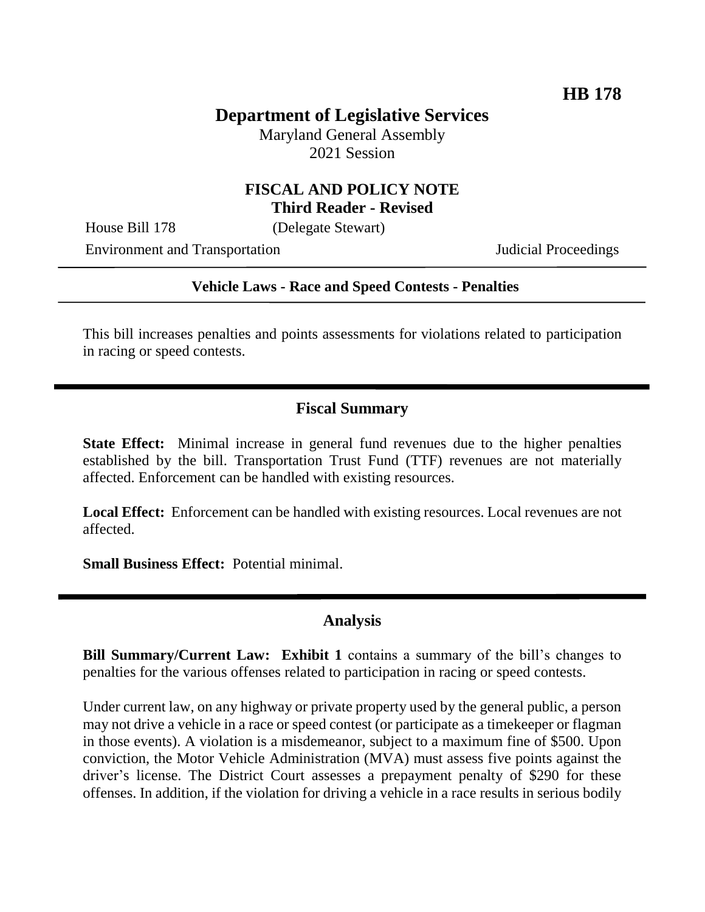**HB 178**

# Department of Legislative Services

Maryland General Assembly
2021 Session

## FISCAL AND POLICY NOTE
**Third Reader - Revised**

House Bill 178 (Delegate Stewart)
Environment and Transportation Judicial Proceedings

---

**Vehicle Laws - Race and Speed Contests - Penalties**

---

This bill increases penalties and points assessments for violations related to participation in racing or speed contests.

---

## Fiscal Summary

**State Effect:** Minimal increase in general fund revenues due to the higher penalties established by the bill. Transportation Trust Fund (TTF) revenues are not materially affected. Enforcement can be handled with existing resources.

**Local Effect:** Enforcement can be handled with existing resources. Local revenues are not affected.

**Small Business Effect:** Potential minimal.

---

## Analysis

**Bill Summary/Current Law: Exhibit 1** contains a summary of the bill's changes to penalties for the various offenses related to participation in racing or speed contests.

Under current law, on any highway or private property used by the general public, a person may not drive a vehicle in a race or speed contest (or participate as a timekeeper or flagman in those events). A violation is a misdemeanor, subject to a maximum fine of $500. Upon conviction, the Motor Vehicle Administration (MVA) must assess five points against the driver's license. The District Court assesses a prepayment penalty of $290 for these offenses. In addition, if the violation for driving a vehicle in a race results in serious bodily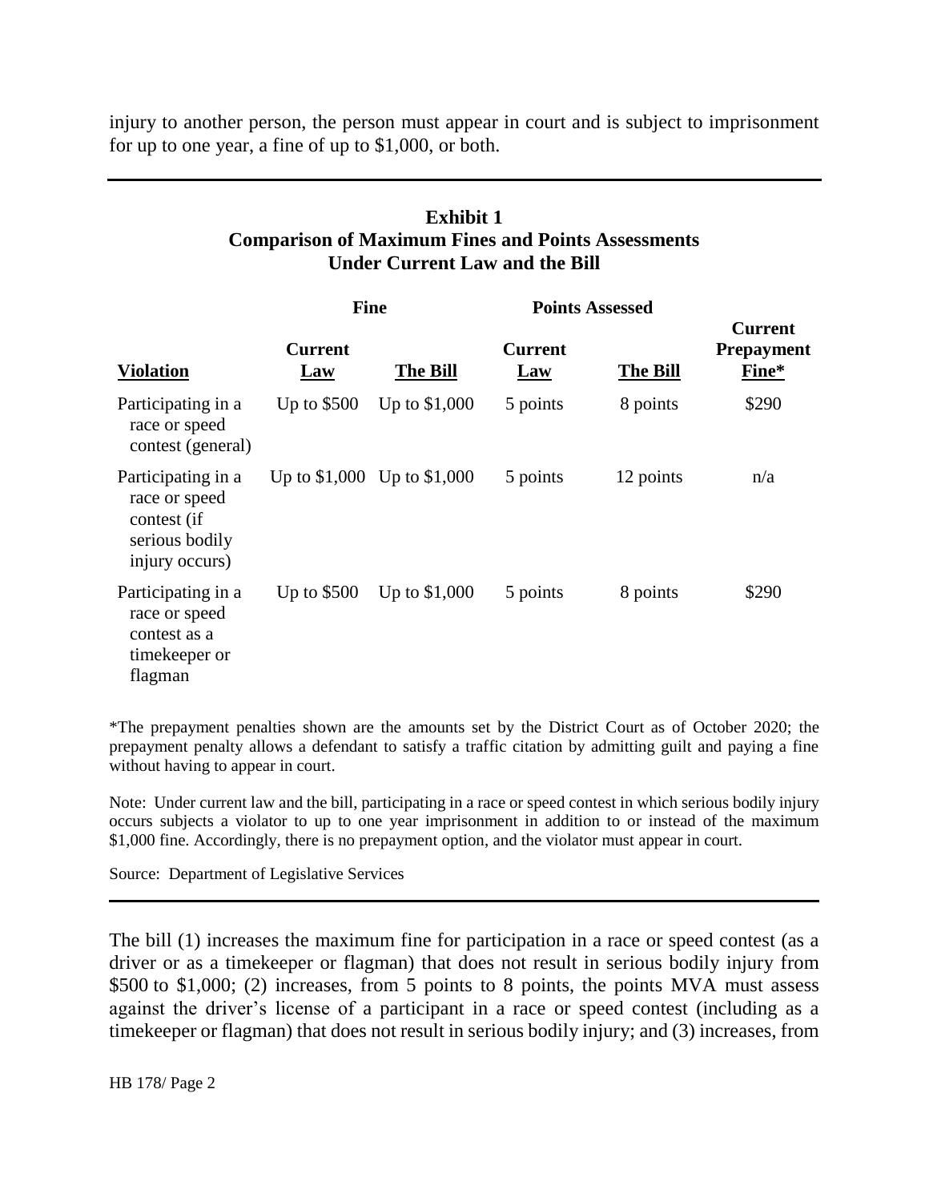injury to another person, the person must appear in court and is subject to imprisonment for up to one year, a fine of up to $1,000, or both.

**Exhibit 1**
**Comparison of Maximum Fines and Points Assessments Under Current Law and the Bill**

| | Fine | | Points Assessed | | |
|---|---|---|---|---|---|
| **Violation** | **Current Law** | **The Bill** | **Current Law** | **The Bill** | **Current Prepayment Fine*** |
| Participating in a race or speed contest (general) | Up to $500 | Up to $1,000 | 5 points | 8 points | $290 |
| Participating in a race or speed contest (if serious bodily injury occurs) | Up to $1,000 | Up to $1,000 | 5 points | 12 points | n/a |
| Participating in a race or speed contest as a timekeeper or flagman | Up to $500 | Up to $1,000 | 5 points | 8 points | $290 |

*The prepayment penalties shown are the amounts set by the District Court as of October 2020; the prepayment penalty allows a defendant to satisfy a traffic citation by admitting guilt and paying a fine without having to appear in court.

Note: Under current law and the bill, participating in a race or speed contest in which serious bodily injury occurs subjects a violator to up to one year imprisonment in addition to or instead of the maximum $1,000 fine. Accordingly, there is no prepayment option, and the violator must appear in court.

Source: Department of Legislative Services

The bill (1) increases the maximum fine for participation in a race or speed contest (as a driver or as a timekeeper or flagman) that does not result in serious bodily injury from $500 to $1,000; (2) increases, from 5 points to 8 points, the points MVA must assess against the driver's license of a participant in a race or speed contest (including as a timekeeper or flagman) that does not result in serious bodily injury; and (3) increases, from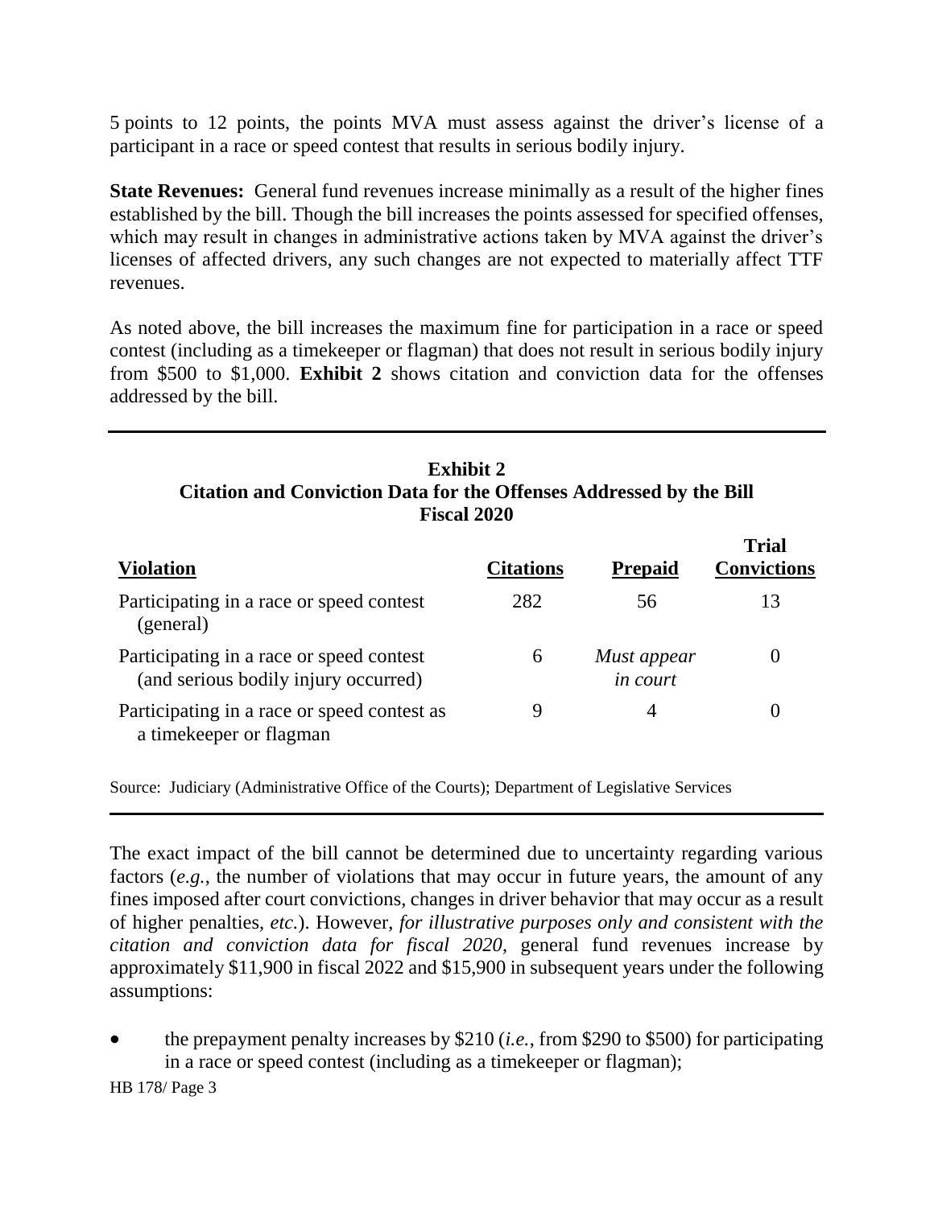5 points to 12 points, the points MVA must assess against the driver's license of a participant in a race or speed contest that results in serious bodily injury.

**State Revenues:** General fund revenues increase minimally as a result of the higher fines established by the bill. Though the bill increases the points assessed for specified offenses, which may result in changes in administrative actions taken by MVA against the driver's licenses of affected drivers, any such changes are not expected to materially affect TTF revenues.

As noted above, the bill increases the maximum fine for participation in a race or speed contest (including as a timekeeper or flagman) that does not result in serious bodily injury from $500 to $1,000. **Exhibit 2** shows citation and conviction data for the offenses addressed by the bill.

**Exhibit 2**
**Citation and Conviction Data for the Offenses Addressed by the Bill**
**Fiscal 2020**

| Violation | Citations | Prepaid | Trial Convictions |
|---|---|---|---|
| Participating in a race or speed contest (general) | 282 | 56 | 13 |
| Participating in a race or speed contest (and serious bodily injury occurred) | 6 | *Must appear in court* | 0 |
| Participating in a race or speed contest as a timekeeper or flagman | 9 | 4 | 0 |

Source: Judiciary (Administrative Office of the Courts); Department of Legislative Services

The exact impact of the bill cannot be determined due to uncertainty regarding various factors (*e.g.*, the number of violations that may occur in future years, the amount of any fines imposed after court convictions, changes in driver behavior that may occur as a result of higher penalties, *etc.*). However, *for illustrative purposes only and consistent with the citation and conviction data for fiscal 2020*, general fund revenues increase by approximately $11,900 in fiscal 2022 and $15,900 in subsequent years under the following assumptions:

- the prepayment penalty increases by $210 (*i.e.*, from $290 to $500) for participating in a race or speed contest (including as a timekeeper or flagman);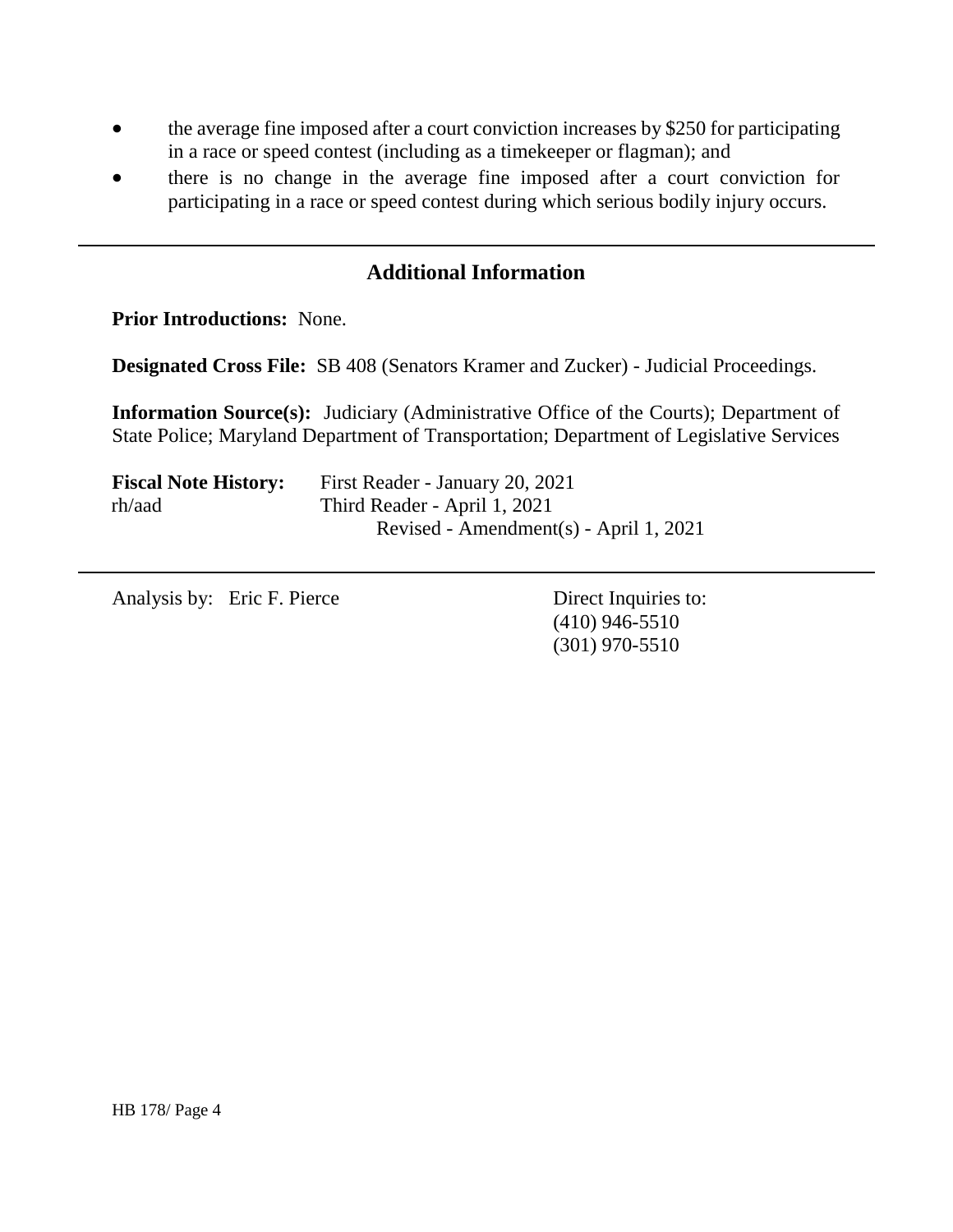- the average fine imposed after a court conviction increases by $250 for participating in a race or speed contest (including as a timekeeper or flagman); and
- there is no change in the average fine imposed after a court conviction for participating in a race or speed contest during which serious bodily injury occurs.

---

## Additional Information

**Prior Introductions:** None.

**Designated Cross File:** SB 408 (Senators Kramer and Zucker) - Judicial Proceedings.

**Information Source(s):** Judiciary (Administrative Office of the Courts); Department of State Police; Maryland Department of Transportation; Department of Legislative Services

**Fiscal Note History:** First Reader - January 20, 2021
rh/aad Third Reader - April 1, 2021
Revised - Amendment(s) - April 1, 2021

---

Analysis by: Eric F. Pierce

Direct Inquiries to:
(410) 946-5510
(301) 970-5510